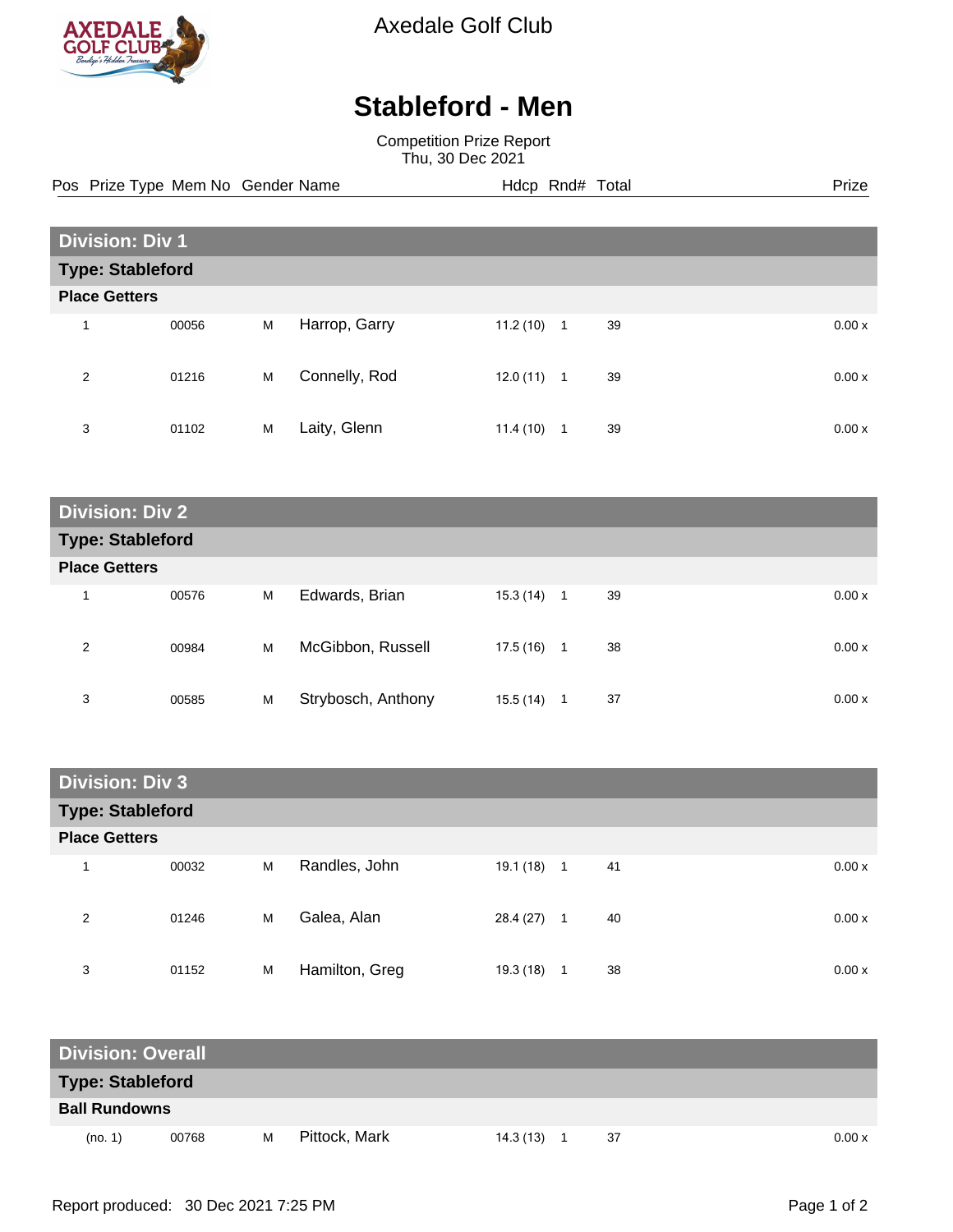Axedale Golf Club

# Stableford - Men

Competition Prize Report
Thu, 30 Dec 2021

## Division: Div 1

### Type: Stableford

**Place Getters**

| Pos | Prize Type | Mem No | Gender | Name | Hdcp | Rnd# | Total | Prize |
|---|---|---|---|---|---|---|---|---|
| 1 | | 00056 | M | Harrop, Garry | 11.2 (10) | 1 | 39 | 0.00 x |
| 2 | | 01216 | M | Connelly, Rod | 12.0 (11) | 1 | 39 | 0.00 x |
| 3 | | 01102 | M | Laity, Glenn | 11.4 (10) | 1 | 39 | 0.00 x |

## Division: Div 2

### Type: Stableford

**Place Getters**

| Pos | Prize Type | Mem No | Gender | Name | Hdcp | Rnd# | Total | Prize |
|---|---|---|---|---|---|---|---|---|
| 1 | | 00576 | M | Edwards, Brian | 15.3 (14) | 1 | 39 | 0.00 x |
| 2 | | 00984 | M | McGibbon, Russell | 17.5 (16) | 1 | 38 | 0.00 x |
| 3 | | 00585 | M | Strybosch, Anthony | 15.5 (14) | 1 | 37 | 0.00 x |

## Division: Div 3

### Type: Stableford

**Place Getters**

| Pos | Prize Type | Mem No | Gender | Name | Hdcp | Rnd# | Total | Prize |
|---|---|---|---|---|---|---|---|---|
| 1 | | 00032 | M | Randles, John | 19.1 (18) | 1 | 41 | 0.00 x |
| 2 | | 01246 | M | Galea, Alan | 28.4 (27) | 1 | 40 | 0.00 x |
| 3 | | 01152 | M | Hamilton, Greg | 19.3 (18) | 1 | 38 | 0.00 x |

## Division: Overall

### Type: Stableford

**Ball Rundowns**

| Pos | Prize Type | Mem No | Gender | Name | Hdcp | Rnd# | Total | Prize |
|---|---|---|---|---|---|---|---|---|
| (no. 1) | | 00768 | M | Pittock, Mark | 14.3 (13) | 1 | 37 | 0.00 x |

Report produced: 30 Dec 2021 7:25 PM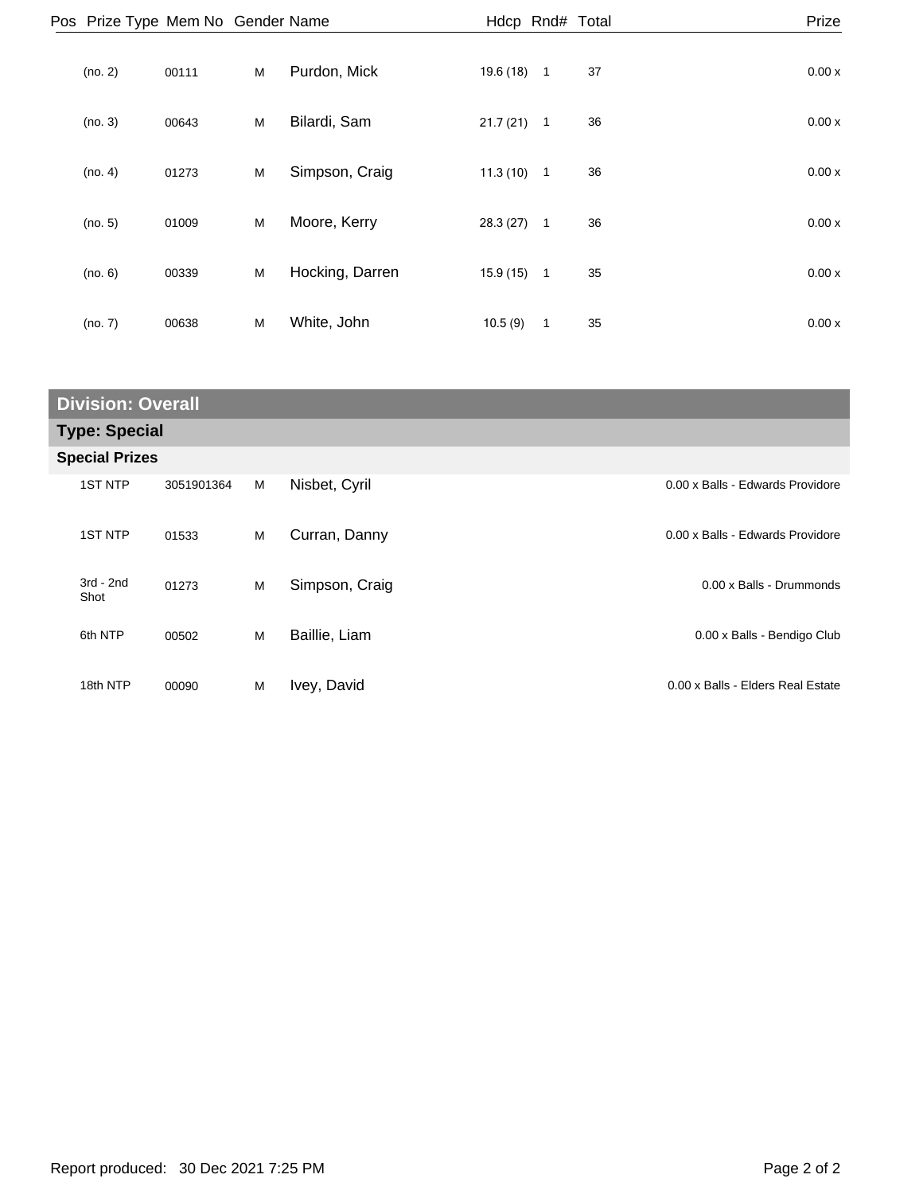| Pos | Prize Type | Mem No | Gender | Name | Hdcp | Rnd# | Total | Prize |
|---|---|---|---|---|---|---|---|---|
| | (no. 2) | 00111 | M | Purdon, Mick | 19.6 (18) | 1 | 37 | 0.00 x |
| | (no. 3) | 00643 | M | Bilardi, Sam | 21.7 (21) | 1 | 36 | 0.00 x |
| | (no. 4) | 01273 | M | Simpson, Craig | 11.3 (10) | 1 | 36 | 0.00 x |
| | (no. 5) | 01009 | M | Moore, Kerry | 28.3 (27) | 1 | 36 | 0.00 x |
| | (no. 6) | 00339 | M | Hocking, Darren | 15.9 (15) | 1 | 35 | 0.00 x |
| | (no. 7) | 00638 | M | White, John | 10.5 (9) | 1 | 35 | 0.00 x |

## Division: Overall

### Type: Special

#### Special Prizes

| | | | | |
|---|---|---|---|---|
| 1ST NTP | 3051901364 | M | Nisbet, Cyril | 0.00 x Balls - Edwards Providore |
| 1ST NTP | 01533 | M | Curran, Danny | 0.00 x Balls - Edwards Providore |
| 3rd - 2nd Shot | 01273 | M | Simpson, Craig | 0.00 x Balls - Drummonds |
| 6th NTP | 00502 | M | Baillie, Liam | 0.00 x Balls - Bendigo Club |
| 18th NTP | 00090 | M | Ivey, David | 0.00 x Balls - Elders Real Estate |

Report produced: 30 Dec 2021 7:25 PM